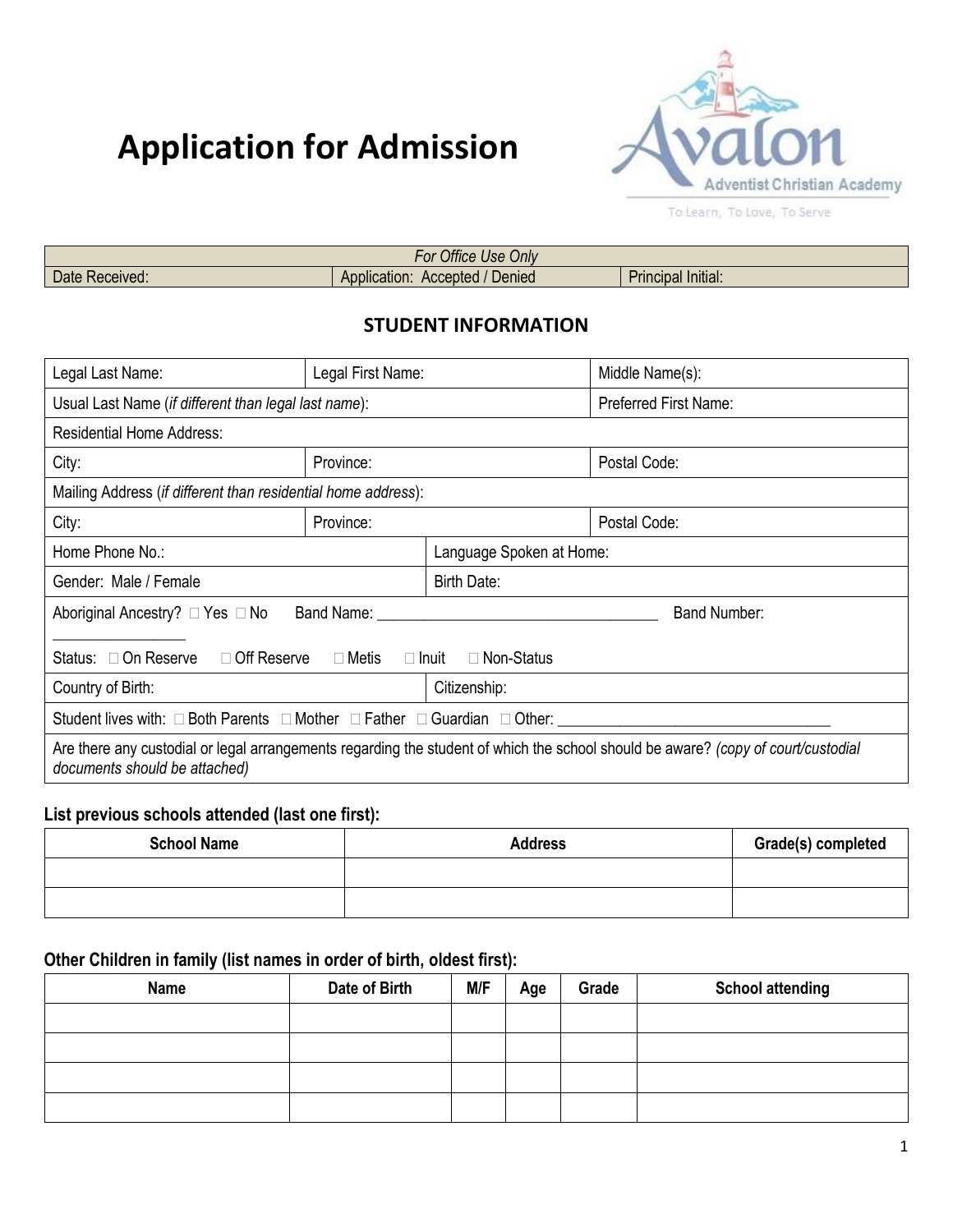# Application for Admission

Avalon Adventist Christian Academy

To Learn, To Love, To Serve

| *For Office Use Only* | | |
|---|---|---|
| Date Received: | Application: Accepted / Denied | Principal Initial: |

## STUDENT INFORMATION

| | | |
|---|---|---|
| Legal Last Name: | Legal First Name: | Middle Name(s): |
| Usual Last Name (*if different than legal last name*): | | Preferred First Name: |
| Residential Home Address: | | |
| City: | Province: | Postal Code: |
| Mailing Address (*if different than residential home address*): | | |
| City: | Province: | Postal Code: |
| Home Phone No.: | Language Spoken at Home: | |
| Gender: Male / Female | Birth Date: | |
| Aboriginal Ancestry? ☐ Yes ☐ No Band Name: ___________________________________ Band Number: ________________ Status: ☐ On Reserve ☐ Off Reserve ☐ Metis ☐ Inuit ☐ Non-Status | | |
| Country of Birth: | Citizenship: | |
| Student lives with: ☐ Both Parents ☐ Mother ☐ Father ☐ Guardian ☐ Other: __________________________________ | | |
| Are there any custodial or legal arrangements regarding the student of which the school should be aware? *(copy of court/custodial documents should be attached)* | | |

**List previous schools attended (last one first):**

| School Name | Address | Grade(s) completed |
|---|---|---|
| | | |
| | | |

**Other Children in family (list names in order of birth, oldest first):**

| Name | Date of Birth | M/F | Age | Grade | School attending |
|---|---|---|---|---|---|
| | | | | | |
| | | | | | |
| | | | | | |
| | | | | | |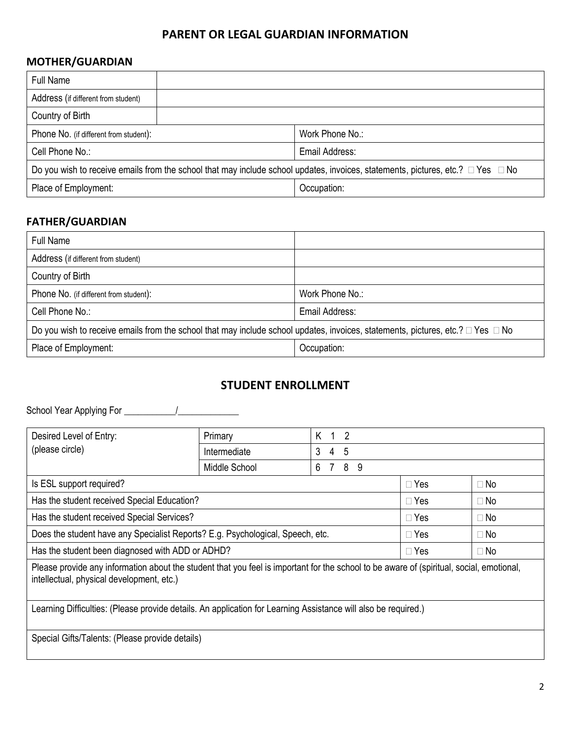# PARENT OR LEGAL GUARDIAN INFORMATION

## MOTHER/GUARDIAN

| Full Name | |
|---|---|
| Address (if different from student) | |
| Country of Birth | |
| Phone No. (if different from student): | Work Phone No.: |
| Cell Phone No.: | Email Address: |
| Do you wish to receive emails from the school that may include school updates, invoices, statements, pictures, etc.? ☐ Yes ☐ No | |
| Place of Employment: | Occupation: |

## FATHER/GUARDIAN

| Full Name | |
|---|---|
| Address (if different from student) | |
| Country of Birth | |
| Phone No. (if different from student): | Work Phone No.: |
| Cell Phone No.: | Email Address: |
| Do you wish to receive emails from the school that may include school updates, invoices, statements, pictures, etc.? ☐ Yes ☐ No | |
| Place of Employment: | Occupation: |

# STUDENT ENROLLMENT

School Year Applying For ___________/_____________

| Desired Level of Entry: (please circle) | Primary | K 1 2 | | |
|---|---|---|---|---|
| | Intermediate | 3 4 5 | | |
| | Middle School | 6 7 8 9 | | |
| Is ESL support required? | | | ☐ Yes | ☐ No |
| Has the student received Special Education? | | | ☐ Yes | ☐ No |
| Has the student received Special Services? | | | ☐ Yes | ☐ No |
| Does the student have any Specialist Reports? E.g. Psychological, Speech, etc. | | | ☐ Yes | ☐ No |
| Has the student been diagnosed with ADD or ADHD? | | | ☐ Yes | ☐ No |
| Please provide any information about the student that you feel is important for the school to be aware of (spiritual, social, emotional, intellectual, physical development, etc.) | | | | |
| Learning Difficulties: (Please provide details. An application for Learning Assistance will also be required.) | | | | |
| Special Gifts/Talents: (Please provide details) | | | | |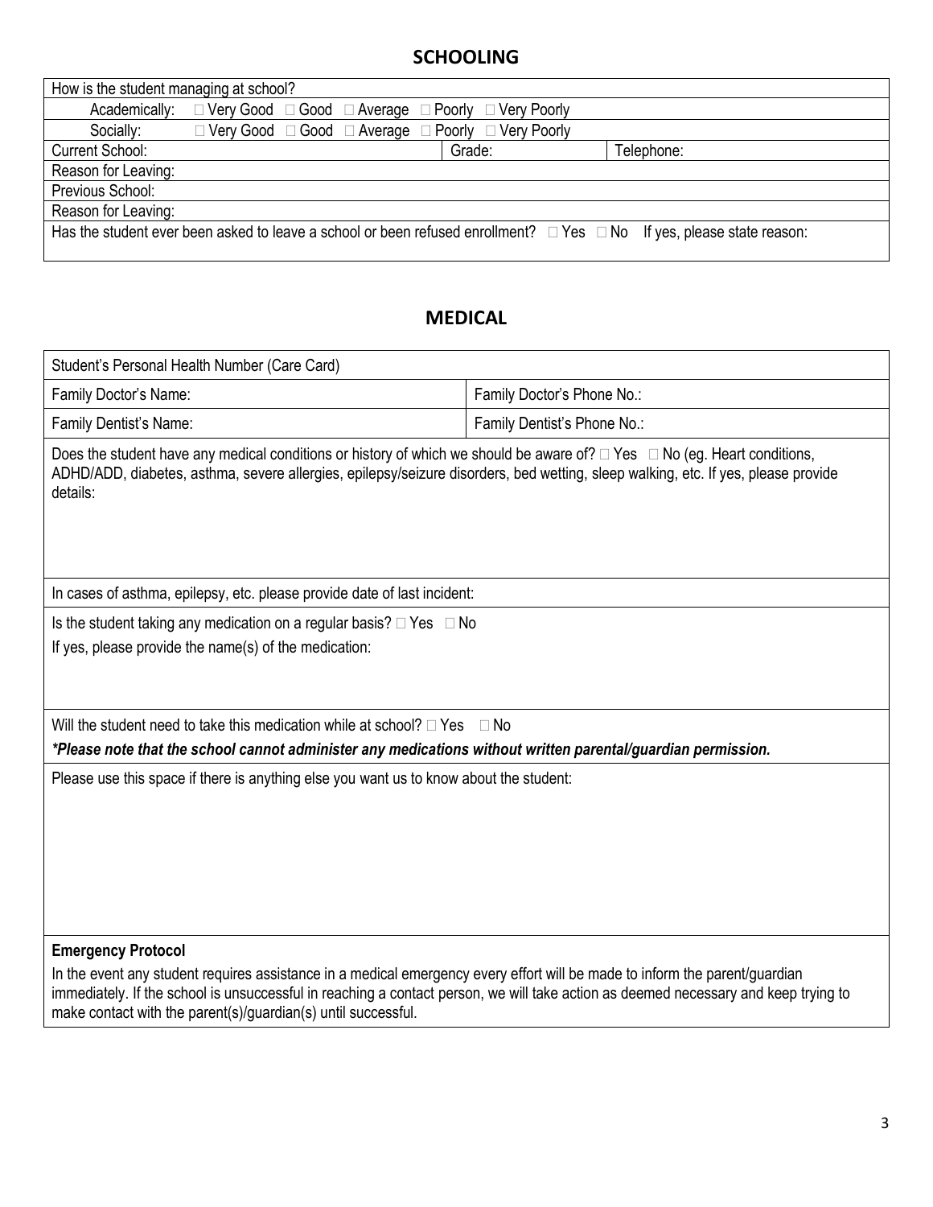## SCHOOLING

| How is the student managing at school? | | |
|---|---|---|
| Academically: ☐ Very Good ☐ Good ☐ Average ☐ Poorly ☐ Very Poorly | | |
| Socially: ☐ Very Good ☐ Good ☐ Average ☐ Poorly ☐ Very Poorly | | |
| Current School: | Grade: | Telephone: |
| Reason for Leaving: | | |
| Previous School: | | |
| Reason for Leaving: | | |
| Has the student ever been asked to leave a school or been refused enrollment? ☐ Yes ☐ No If yes, please state reason: | | |

## MEDICAL

| Student's Personal Health Number (Care Card) | |
|---|---|
| Family Doctor's Name: | Family Doctor's Phone No.: |
| Family Dentist's Name: | Family Dentist's Phone No.: |
| Does the student have any medical conditions or history of which we should be aware of? ☐ Yes ☐ No (eg. Heart conditions, ADHD/ADD, diabetes, asthma, severe allergies, epilepsy/seizure disorders, bed wetting, sleep walking, etc. If yes, please provide details: | |
| In cases of asthma, epilepsy, etc. please provide date of last incident: | |
| Is the student taking any medication on a regular basis? ☐ Yes ☐ No<br>If yes, please provide the name(s) of the medication: | |
| Will the student need to take this medication while at school? ☐ Yes ☐ No<br>***Please note that the school cannot administer any medications without written parental/guardian permission.*** | |
| Please use this space if there is anything else you want us to know about the student: | |
| **Emergency Protocol**<br>In the event any student requires assistance in a medical emergency every effort will be made to inform the parent/guardian immediately. If the school is unsuccessful in reaching a contact person, we will take action as deemed necessary and keep trying to make contact with the parent(s)/guardian(s) until successful. | |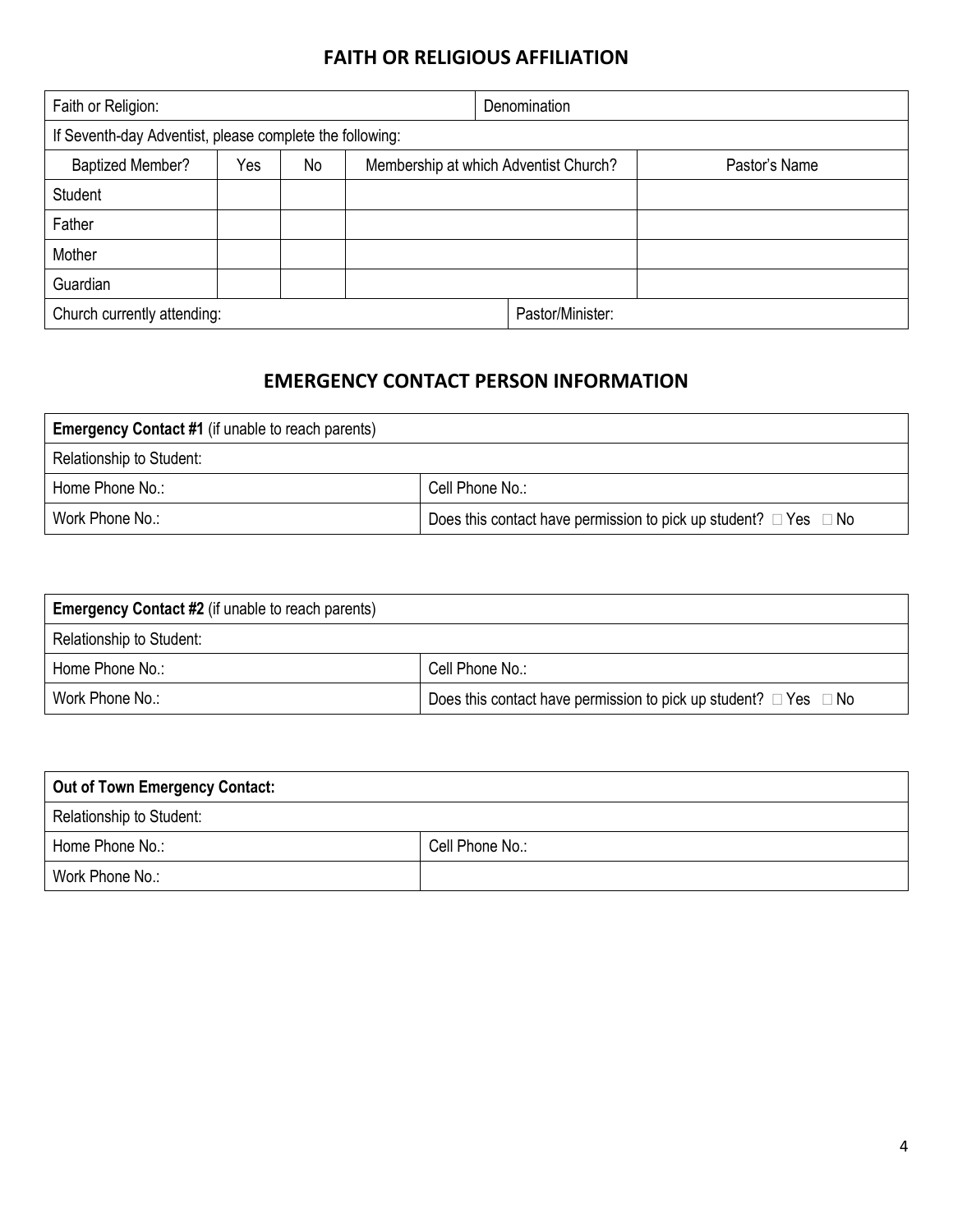## FAITH OR RELIGIOUS AFFILIATION

| Faith or Religion: | | | | Denomination |
|---|---|---|---|---|
| If Seventh-day Adventist, please complete the following: | | | | |
| Baptized Member? | Yes | No | Membership at which Adventist Church? | Pastor's Name |
| Student | | | | |
| Father | | | | |
| Mother | | | | |
| Guardian | | | | |
| Church currently attending: | | | Pastor/Minister: | |

## EMERGENCY CONTACT PERSON INFORMATION

| **Emergency Contact #1** (if unable to reach parents) | |
|---|---|
| Relationship to Student: | |
| Home Phone No.: | Cell Phone No.: |
| Work Phone No.: | Does this contact have permission to pick up student? ☐ Yes ☐ No |

| **Emergency Contact #2** (if unable to reach parents) | |
|---|---|
| Relationship to Student: | |
| Home Phone No.: | Cell Phone No.: |
| Work Phone No.: | Does this contact have permission to pick up student? ☐ Yes ☐ No |

| **Out of Town Emergency Contact:** | |
|---|---|
| Relationship to Student: | |
| Home Phone No.: | Cell Phone No.: |
| Work Phone No.: | |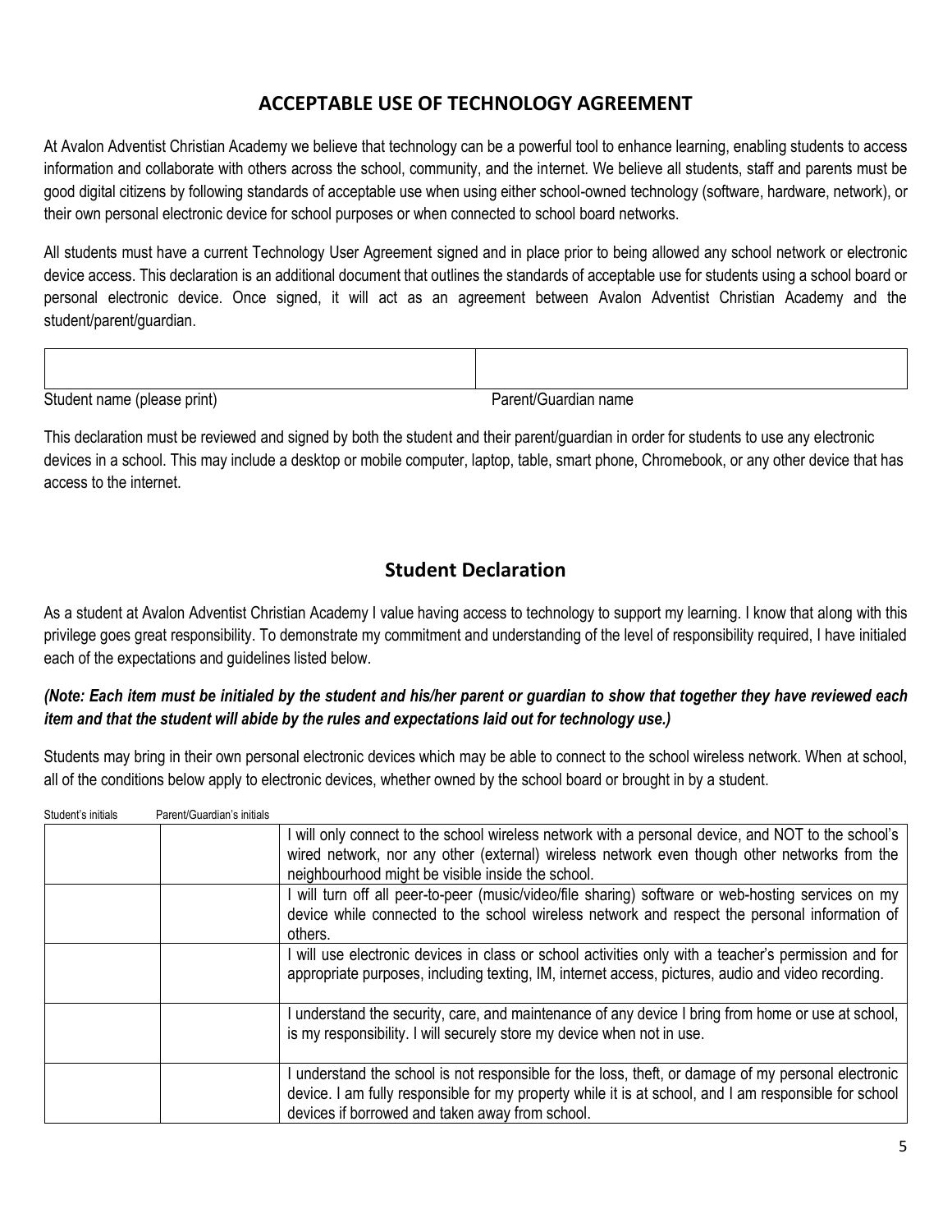## ACCEPTABLE USE OF TECHNOLOGY AGREEMENT

At Avalon Adventist Christian Academy we believe that technology can be a powerful tool to enhance learning, enabling students to access information and collaborate with others across the school, community, and the internet. We believe all students, staff and parents must be good digital citizens by following standards of acceptable use when using either school-owned technology (software, hardware, network), or their own personal electronic device for school purposes or when connected to school board networks.

All students must have a current Technology User Agreement signed and in place prior to being allowed any school network or electronic device access. This declaration is an additional document that outlines the standards of acceptable use for students using a school board or personal electronic device. Once signed, it will act as an agreement between Avalon Adventist Christian Academy and the student/parent/guardian.

| | |
|---|---|
| | |
| Student name (please print) | Parent/Guardian name |

This declaration must be reviewed and signed by both the student and their parent/guardian in order for students to use any electronic devices in a school. This may include a desktop or mobile computer, laptop, table, smart phone, Chromebook, or any other device that has access to the internet.

## Student Declaration

As a student at Avalon Adventist Christian Academy I value having access to technology to support my learning. I know that along with this privilege goes great responsibility. To demonstrate my commitment and understanding of the level of responsibility required, I have initialed each of the expectations and guidelines listed below.

***(Note: Each item must be initialed by the student and his/her parent or guardian to show that together they have reviewed each item and that the student will abide by the rules and expectations laid out for technology use.)***

Students may bring in their own personal electronic devices which may be able to connect to the school wireless network. When at school, all of the conditions below apply to electronic devices, whether owned by the school board or brought in by a student.

| Student's initials | Parent/Guardian's initials | |
|---|---|---|
| | | I will only connect to the school wireless network with a personal device, and NOT to the school's wired network, nor any other (external) wireless network even though other networks from the neighbourhood might be visible inside the school. |
| | | I will turn off all peer-to-peer (music/video/file sharing) software or web-hosting services on my device while connected to the school wireless network and respect the personal information of others. |
| | | I will use electronic devices in class or school activities only with a teacher's permission and for appropriate purposes, including texting, IM, internet access, pictures, audio and video recording. |
| | | I understand the security, care, and maintenance of any device I bring from home or use at school, is my responsibility. I will securely store my device when not in use. |
| | | I understand the school is not responsible for the loss, theft, or damage of my personal electronic device. I am fully responsible for my property while it is at school, and I am responsible for school devices if borrowed and taken away from school. |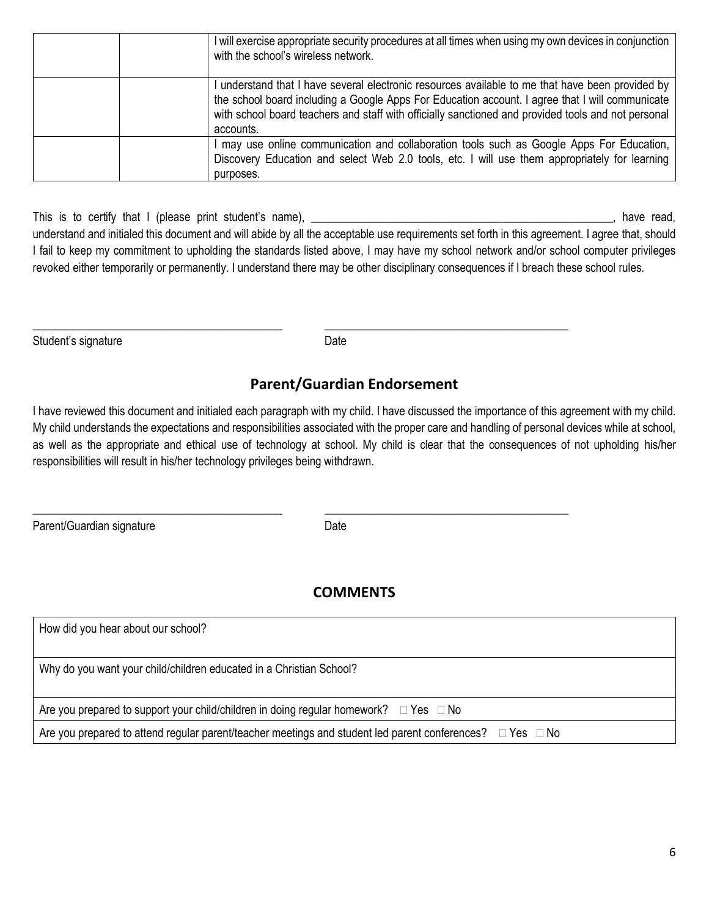|  |  | I will exercise appropriate security procedures at all times when using my own devices in conjunction with the school's wireless network. |
|---|---|---|
|  |  | I understand that I have several electronic resources available to me that have been provided by the school board including a Google Apps For Education account. I agree that I will communicate with school board teachers and staff with officially sanctioned and provided tools and not personal accounts. |
|  |  | I may use online communication and collaboration tools such as Google Apps For Education, Discovery Education and select Web 2.0 tools, etc. I will use them appropriately for learning purposes. |

This is to certify that I (please print student's name), _____________________________________________________, have read, understand and initialed this document and will abide by all the acceptable use requirements set forth in this agreement. I agree that, should I fail to keep my commitment to upholding the standards listed above, I may have my school network and/or school computer privileges revoked either temporarily or permanently. I understand there may be other disciplinary consequences if I breach these school rules.

_____________________________________________ _____________________________________________

Student's signature Date

## Parent/Guardian Endorsement

I have reviewed this document and initialed each paragraph with my child. I have discussed the importance of this agreement with my child. My child understands the expectations and responsibilities associated with the proper care and handling of personal devices while at school, as well as the appropriate and ethical use of technology at school. My child is clear that the consequences of not upholding his/her responsibilities will result in his/her technology privileges being withdrawn.

_____________________________________________ _____________________________________________

Parent/Guardian signature Date

## COMMENTS

| How did you hear about our school? |
|---|
| Why do you want your child/children educated in a Christian School? |
| Are you prepared to support your child/children in doing regular homework? ☐ Yes ☐ No |
| Are you prepared to attend regular parent/teacher meetings and student led parent conferences? ☐ Yes ☐ No |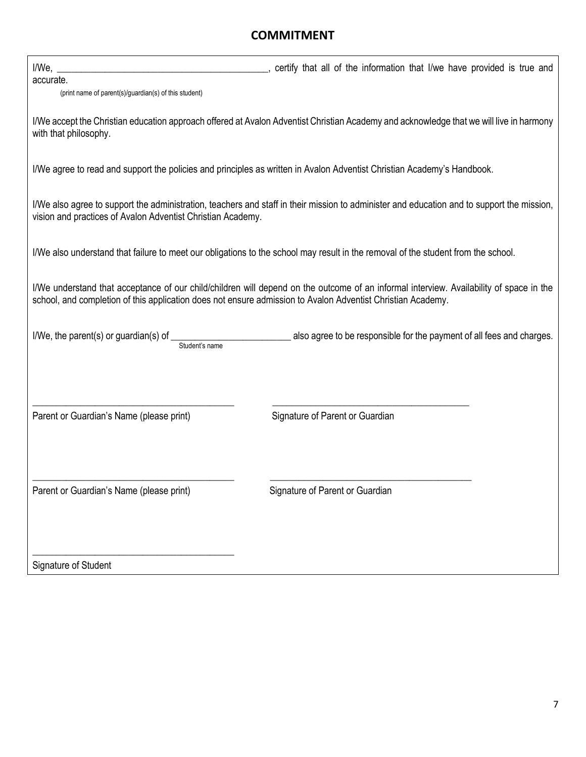## COMMITMENT

I/We, ____________________________________________, certify that all of the information that I/we have provided is true and accurate.
(print name of parent(s)/guardian(s) of this student)

I/We accept the Christian education approach offered at Avalon Adventist Christian Academy and acknowledge that we will live in harmony with that philosophy.

I/We agree to read and support the policies and principles as written in Avalon Adventist Christian Academy's Handbook.

I/We also agree to support the administration, teachers and staff in their mission to administer and education and to support the mission, vision and practices of Avalon Adventist Christian Academy.

I/We also understand that failure to meet our obligations to the school may result in the removal of the student from the school.

I/We understand that acceptance of our child/children will depend on the outcome of an informal interview. Availability of space in the school, and completion of this application does not ensure admission to Avalon Adventist Christian Academy.

I/We, the parent(s) or guardian(s) of ________________________ also agree to be responsible for the payment of all fees and charges.
Student's name

___________________________________________ ___________________________________________
Parent or Guardian's Name (please print) Signature of Parent or Guardian

___________________________________________ ___________________________________________
Parent or Guardian's Name (please print) Signature of Parent or Guardian

___________________________________________
Signature of Student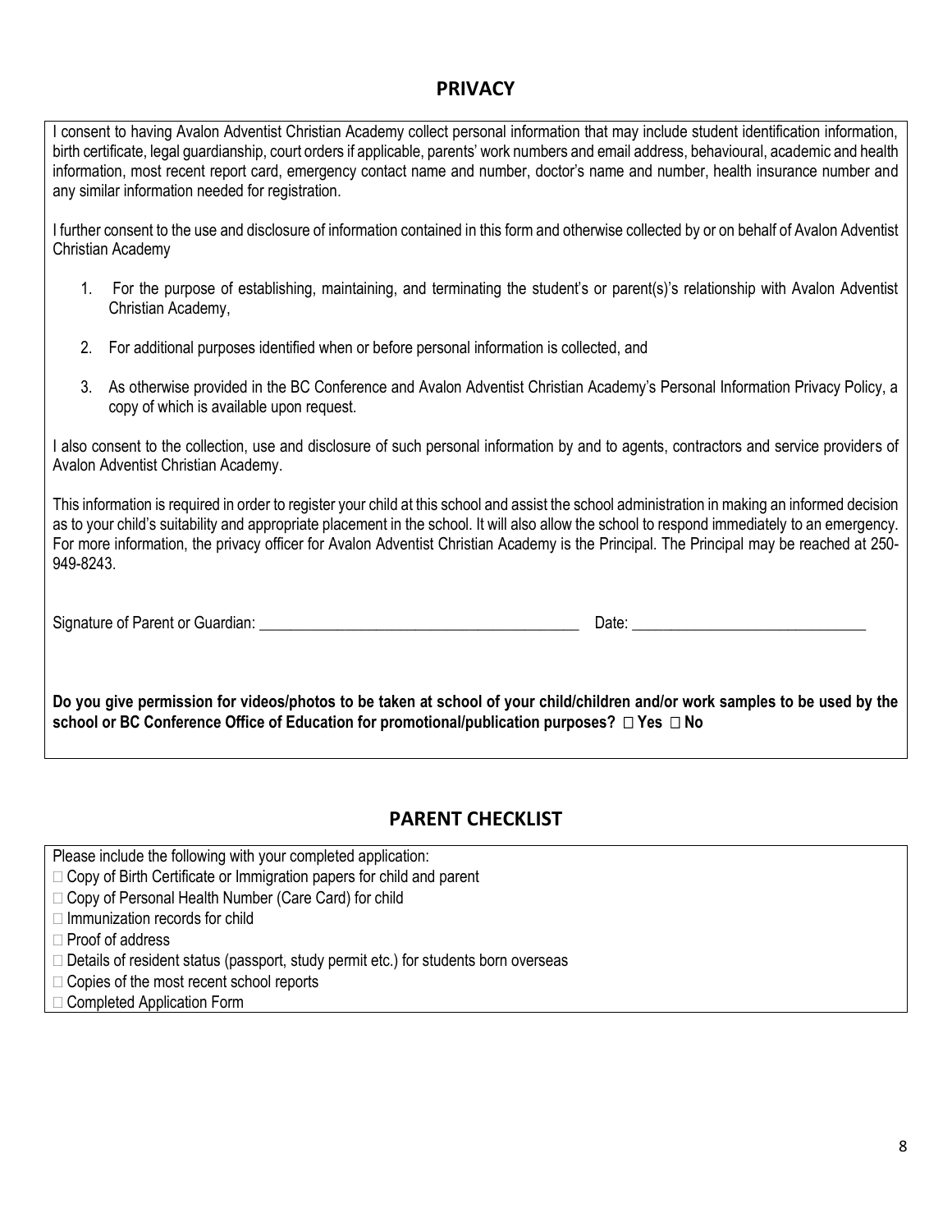## PRIVACY

I consent to having Avalon Adventist Christian Academy collect personal information that may include student identification information, birth certificate, legal guardianship, court orders if applicable, parents' work numbers and email address, behavioural, academic and health information, most recent report card, emergency contact name and number, doctor's name and number, health insurance number and any similar information needed for registration.

I further consent to the use and disclosure of information contained in this form and otherwise collected by or on behalf of Avalon Adventist Christian Academy

1. For the purpose of establishing, maintaining, and terminating the student's or parent(s)'s relationship with Avalon Adventist Christian Academy,
2. For additional purposes identified when or before personal information is collected, and
3. As otherwise provided in the BC Conference and Avalon Adventist Christian Academy's Personal Information Privacy Policy, a copy of which is available upon request.

I also consent to the collection, use and disclosure of such personal information by and to agents, contractors and service providers of Avalon Adventist Christian Academy.

This information is required in order to register your child at this school and assist the school administration in making an informed decision as to your child's suitability and appropriate placement in the school. It will also allow the school to respond immediately to an emergency. For more information, the privacy officer for Avalon Adventist Christian Academy is the Principal. The Principal may be reached at 250-949-8243.

Signature of Parent or Guardian: ___________________________________________ Date: ______________________________

**Do you give permission for videos/photos to be taken at school of your child/children and/or work samples to be used by the school or BC Conference Office of Education for promotional/publication purposes? ☐ Yes ☐ No**

## PARENT CHECKLIST

Please include the following with your completed application:

☐ Copy of Birth Certificate or Immigration papers for child and parent
☐ Copy of Personal Health Number (Care Card) for child
☐ Immunization records for child
☐ Proof of address
☐ Details of resident status (passport, study permit etc.) for students born overseas
☐ Copies of the most recent school reports
☐ Completed Application Form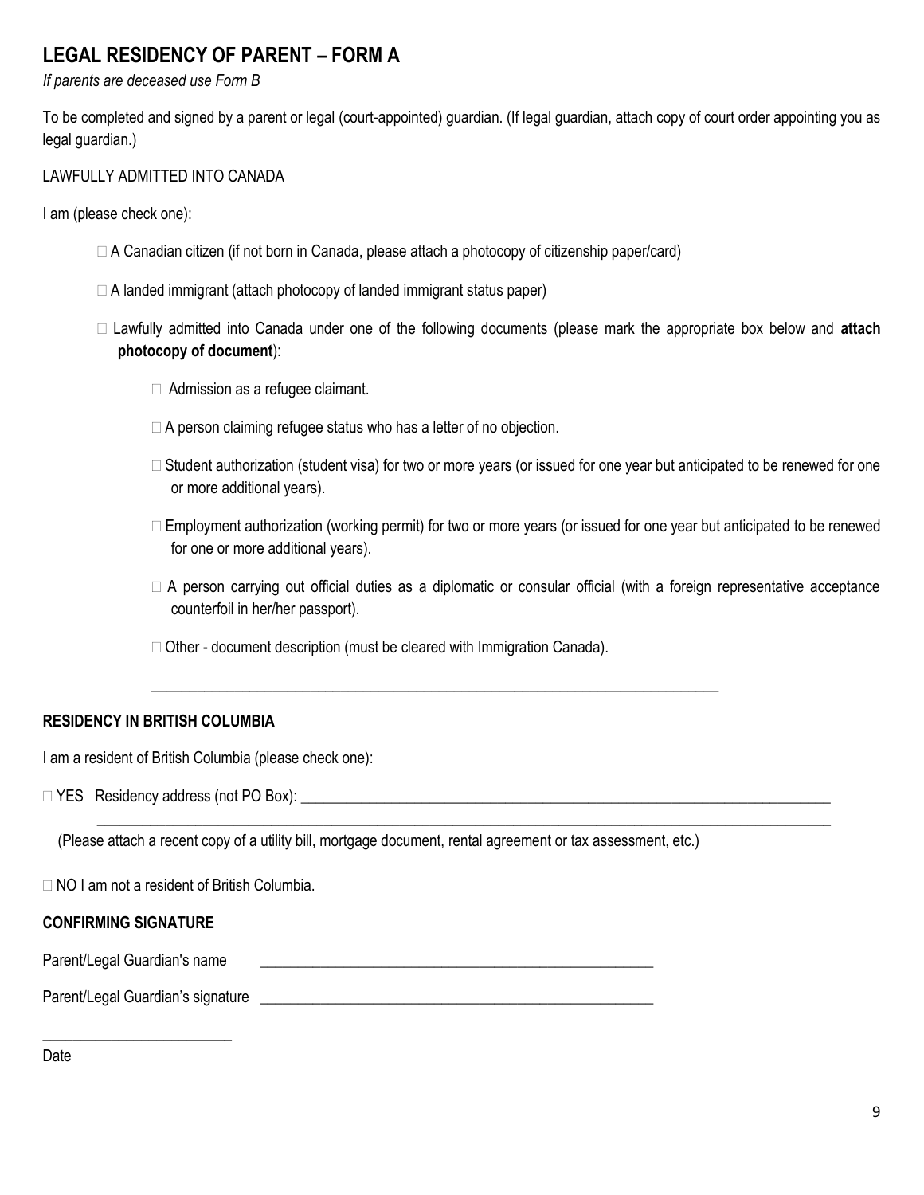## LEGAL RESIDENCY OF PARENT – FORM A

*If parents are deceased use Form B*

To be completed and signed by a parent or legal (court-appointed) guardian. (If legal guardian, attach copy of court order appointing you as legal guardian.)

LAWFULLY ADMITTED INTO CANADA

I am (please check one):

- ☐ A Canadian citizen (if not born in Canada, please attach a photocopy of citizenship paper/card)
- ☐ A landed immigrant (attach photocopy of landed immigrant status paper)
- ☐ Lawfully admitted into Canada under one of the following documents (please mark the appropriate box below and **attach photocopy of document**):
  - ☐ Admission as a refugee claimant.
  - ☐ A person claiming refugee status who has a letter of no objection.
  - ☐ Student authorization (student visa) for two or more years (or issued for one year but anticipated to be renewed for one or more additional years).
  - ☐ Employment authorization (working permit) for two or more years (or issued for one year but anticipated to be renewed for one or more additional years).
  - ☐ A person carrying out official duties as a diplomatic or consular official (with a foreign representative acceptance counterfoil in her/her passport).
  - ☐ Other - document description (must be cleared with Immigration Canada).

    ______________________________________________________________________________

### RESIDENCY IN BRITISH COLUMBIA

I am a resident of British Columbia (please check one):

☐ YES Residency address (not PO Box): ______________________________________________________________________________

______________________________________________________________________________

(Please attach a recent copy of a utility bill, mortgage document, rental agreement or tax assessment, etc.)

☐ NO I am not a resident of British Columbia.

### CONFIRMING SIGNATURE

Parent/Legal Guardian's name ____________________________________________________

Parent/Legal Guardian's signature ____________________________________________________

_________________________

Date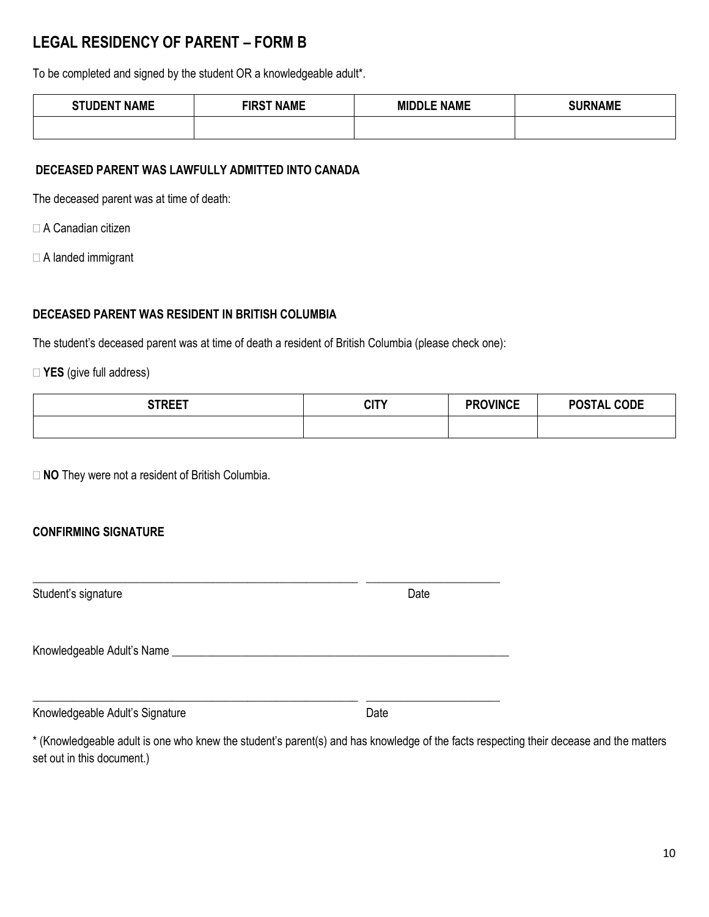# LEGAL RESIDENCY OF PARENT – FORM B

To be completed and signed by the student OR a knowledgeable adult*.

| STUDENT NAME | FIRST NAME | MIDDLE NAME | SURNAME |
|---|---|---|---|
| | | | |

**DECEASED PARENT WAS LAWFULLY ADMITTED INTO CANADA**

The deceased parent was at time of death:

☐ A Canadian citizen

☐ A landed immigrant

**DECEASED PARENT WAS RESIDENT IN BRITISH COLUMBIA**

The student's deceased parent was at time of death a resident of British Columbia (please check one):

☐ **YES** (give full address)

| STREET | CITY | PROVINCE | POSTAL CODE |
|---|---|---|---|
| | | | |

☐ **NO** They were not a resident of British Columbia.

**CONFIRMING SIGNATURE**

\_\_\_\_\_\_\_\_\_\_\_\_\_\_\_\_\_\_\_\_\_\_\_\_\_\_\_\_\_\_\_\_\_\_\_\_\_\_\_\_\_\_\_\_\_\_ \_\_\_\_\_\_\_\_\_\_\_\_\_\_\_\_\_\_\_\_

Student's signature Date

Knowledgeable Adult's Name \_\_\_\_\_\_\_\_\_\_\_\_\_\_\_\_\_\_\_\_\_\_\_\_\_\_\_\_\_\_\_\_\_\_\_\_\_\_\_\_\_\_\_\_\_\_

\_\_\_\_\_\_\_\_\_\_\_\_\_\_\_\_\_\_\_\_\_\_\_\_\_\_\_\_\_\_\_\_\_\_\_\_\_\_\_\_\_\_\_\_\_\_ \_\_\_\_\_\_\_\_\_\_\_\_\_\_\_\_\_\_\_\_

Knowledgeable Adult's Signature Date

* (Knowledgeable adult is one who knew the student's parent(s) and has knowledge of the facts respecting their decease and the matters set out in this document.)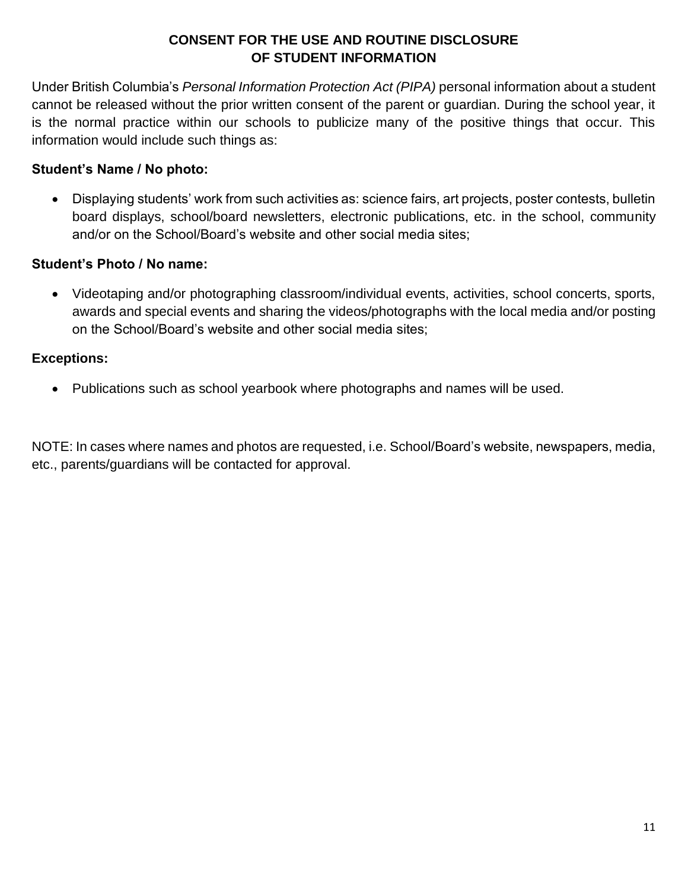# CONSENT FOR THE USE AND ROUTINE DISCLOSURE OF STUDENT INFORMATION

Under British Columbia's *Personal Information Protection Act (PIPA)* personal information about a student cannot be released without the prior written consent of the parent or guardian. During the school year, it is the normal practice within our schools to publicize many of the positive things that occur. This information would include such things as:

**Student's Name / No photo:**

- Displaying students' work from such activities as: science fairs, art projects, poster contests, bulletin board displays, school/board newsletters, electronic publications, etc. in the school, community and/or on the School/Board's website and other social media sites;

**Student's Photo / No name:**

- Videotaping and/or photographing classroom/individual events, activities, school concerts, sports, awards and special events and sharing the videos/photographs with the local media and/or posting on the School/Board's website and other social media sites;

**Exceptions:**

- Publications such as school yearbook where photographs and names will be used.

NOTE: In cases where names and photos are requested, i.e. School/Board's website, newspapers, media, etc., parents/guardians will be contacted for approval.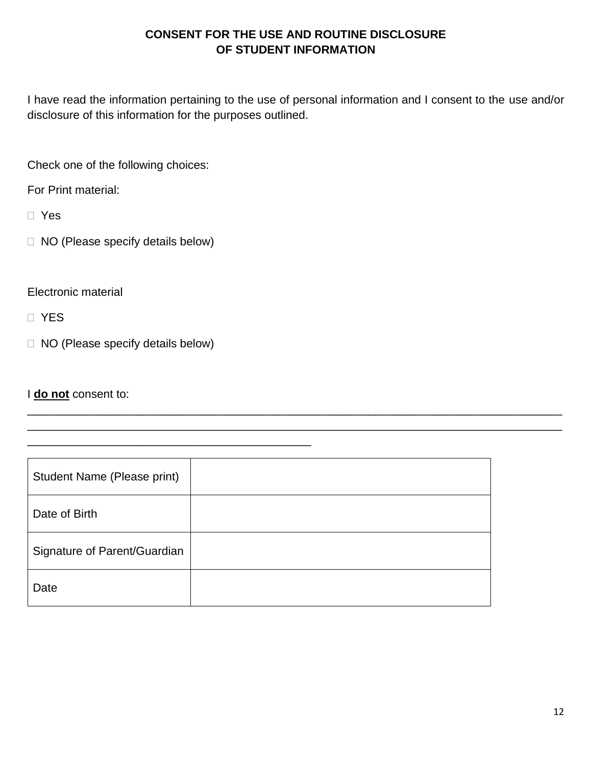**CONSENT FOR THE USE AND ROUTINE DISCLOSURE OF STUDENT INFORMATION**

I have read the information pertaining to the use of personal information and I consent to the use and/or disclosure of this information for the purposes outlined.

Check one of the following choices:

For Print material:

- ☐ Yes
- ☐ NO (Please specify details below)

Electronic material

- ☐ YES
- ☐ NO (Please specify details below)

I **do not** consent to:

______________________________________________________________________________________
______________________________________________________________________________________
____________________________________________

| Student Name (Please print) | |
|---|---|
| Date of Birth | |
| Signature of Parent/Guardian | |
| Date | |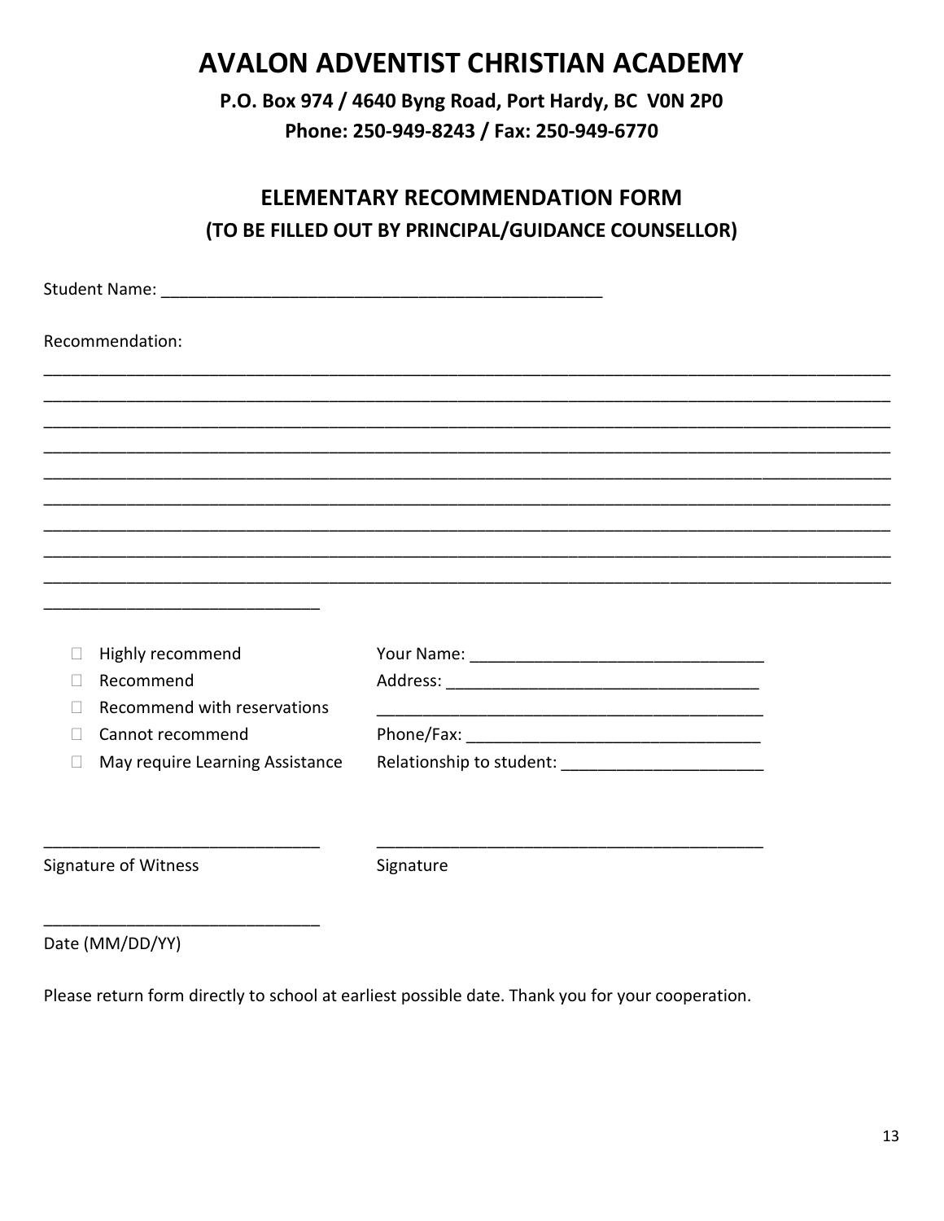# AVALON ADVENTIST CHRISTIAN ACADEMY

**P.O. Box 974 / 4640 Byng Road, Port Hardy, BC V0N 2P0**
**Phone: 250-949-8243 / Fax: 250-949-6770**

## ELEMENTARY RECOMMENDATION FORM

**(TO BE FILLED OUT BY PRINCIPAL/GUIDANCE COUNSELLOR)**

Student Name: ______________________________________________

Recommendation:

_______________________________________________________________________________________
_______________________________________________________________________________________
_______________________________________________________________________________________
_______________________________________________________________________________________
_______________________________________________________________________________________
_______________________________________________________________________________________
_______________________________________________________________________________________
_______________________________________________________________________________________
_______________________________________________________________________________________
_____________________________

- ☐ Highly recommend
- ☐ Recommend
- ☐ Recommend with reservations
- ☐ Cannot recommend
- ☐ May require Learning Assistance

Your Name: _______________________________

Address: ________________________________

________________________________________

Phone/Fax: _______________________________

Relationship to student: _____________________

_____________________________
Signature of Witness

________________________________________
Signature

_____________________________
Date (MM/DD/YY)

Please return form directly to school at earliest possible date. Thank you for your cooperation.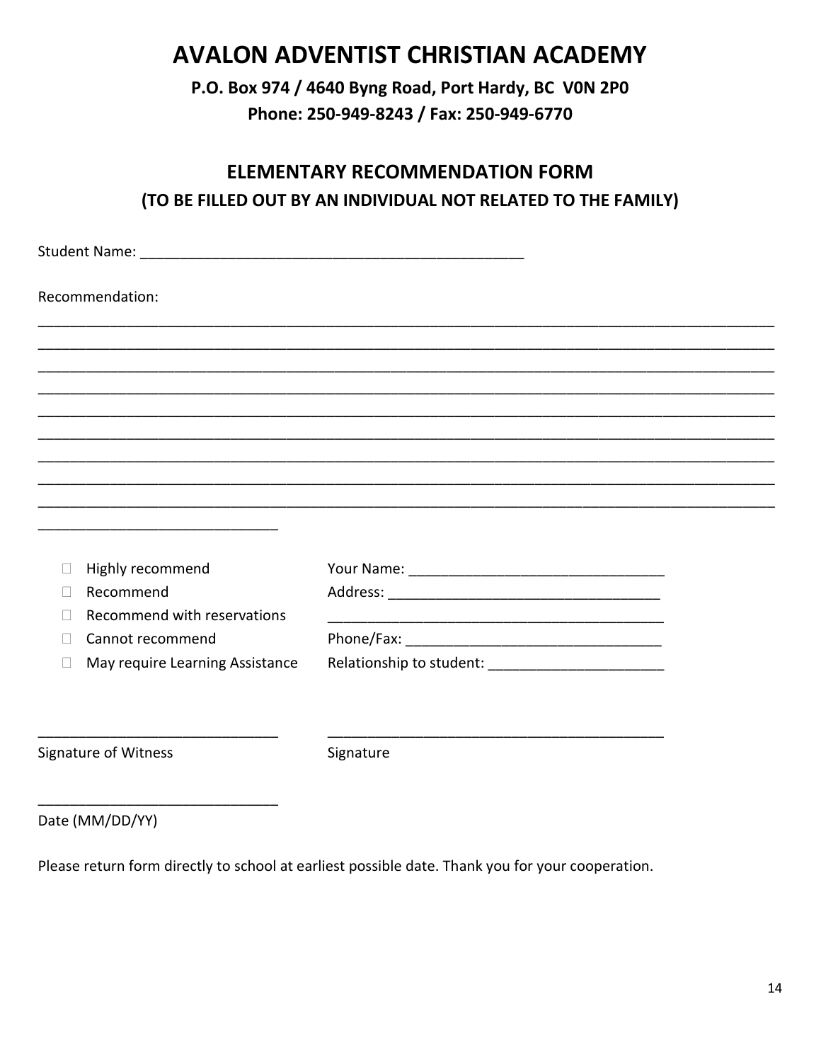# AVALON ADVENTIST CHRISTIAN ACADEMY

**P.O. Box 974 / 4640 Byng Road, Port Hardy, BC V0N 2P0**

**Phone: 250-949-8243 / Fax: 250-949-6770**

## ELEMENTARY RECOMMENDATION FORM

### (TO BE FILLED OUT BY AN INDIVIDUAL NOT RELATED TO THE FAMILY)

Student Name: ________________________________________________

Recommendation:

______________________________________________________________________________________________
______________________________________________________________________________________________
______________________________________________________________________________________________
______________________________________________________________________________________________
______________________________________________________________________________________________
______________________________________________________________________________________________
______________________________________________________________________________________________
______________________________________________________________________________________________
______________________________________________________________________________________________
______________________________

- ☐ Highly recommend
- ☐ Recommend
- ☐ Recommend with reservations
- ☐ Cannot recommend
- ☐ May require Learning Assistance

Your Name: ________________________________

Address: _________________________________

__________________________________________

Phone/Fax: ________________________________

Relationship to student: ______________________

______________________________
Signature of Witness

__________________________________________
Signature

______________________________
Date (MM/DD/YY)

Please return form directly to school at earliest possible date. Thank you for your cooperation.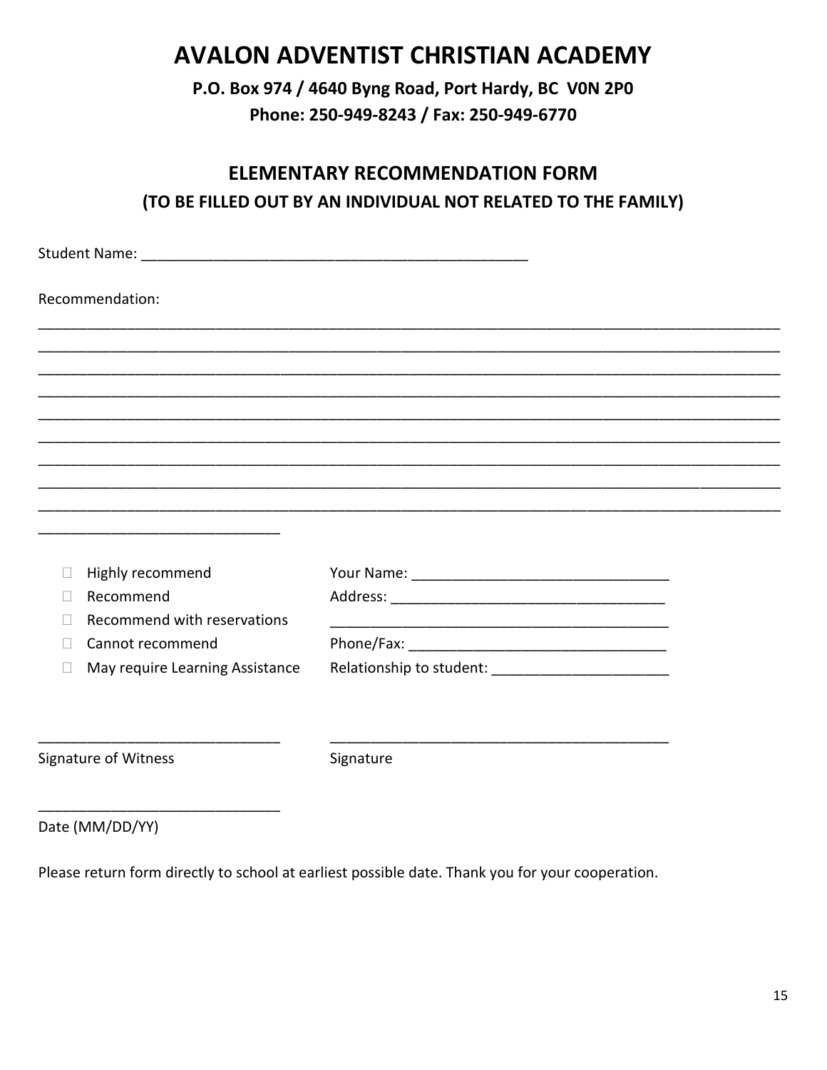# AVALON ADVENTIST CHRISTIAN ACADEMY

**P.O. Box 974 / 4640 Byng Road, Port Hardy, BC V0N 2P0**

**Phone: 250-949-8243 / Fax: 250-949-6770**

## ELEMENTARY RECOMMENDATION FORM

### (TO BE FILLED OUT BY AN INDIVIDUAL NOT RELATED TO THE FAMILY)

Student Name: _______________________________________________

Recommendation:

_____________________________________________________________________________________________

_____________________________________________________________________________________________

_____________________________________________________________________________________________

_____________________________________________________________________________________________

_____________________________________________________________________________________________

_____________________________________________________________________________________________

_____________________________________________________________________________________________

_____________________________________________________________________________________________

_____________________________________________________________________________________________

______________________________

- ☐ Highly recommend
- ☐ Recommend
- ☐ Recommend with reservations
- ☐ Cannot recommend
- ☐ May require Learning Assistance

Your Name: ________________________________

Address: _________________________________

__________________________________________

Phone/Fax: ________________________________

Relationship to student: ______________________

______________________________
Signature of Witness

__________________________________________
Signature

______________________________
Date (MM/DD/YY)

Please return form directly to school at earliest possible date. Thank you for your cooperation.